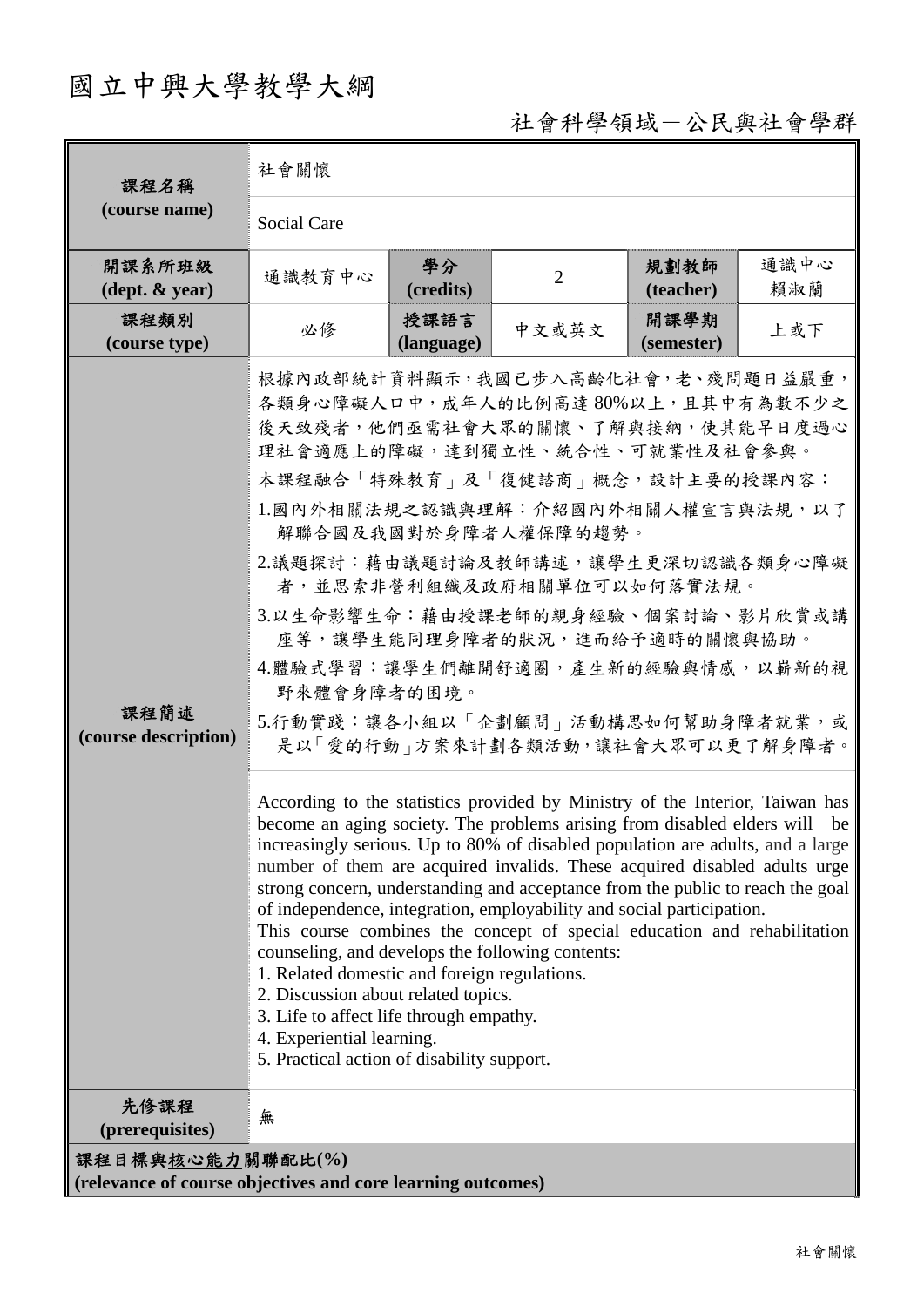# 國立中興大學教學大綱

## 社會科學領域－公民與社會學群

| | | | | | |
|---|---|---|---|---|---|
| **課程名稱 (course name)** | 社會關懷 | | | | |
| | Social Care | | | | |
| **開課系所班級 (dept. & year)** | 通識教育中心 | **學分 (credits)** | 2 | **規劃教師 (teacher)** | 通識中心 賴淑蘭 |
| **課程類別 (course type)** | 必修 | **授課語言 (language)** | 中文或英文 | **開課學期 (semester)** | 上或下 |
| **課程簡述 (course description)** | 根據內政部統計資料顯示，我國已步入高齡化社會，老、殘問題日益嚴重，各類身心障礙人口中，成年人的比例高達 80%以上，且其中有為數不少之後天致殘者，他們亟需社會大眾的關懷、了解與接納，使其能早日度過心理社會適應上的障礙，達到獨立性、統合性、可就業性及社會參與。<br>本課程融合「特殊教育」及「復健諮商」概念，設計主要的授課內容：<br>1.國內外相關法規之認識與理解：介紹國內外相關人權宣言與法規，以了解聯合國及我國對於身障者人權保障的趨勢。<br>2.議題探討：藉由議題討論及教師講述，讓學生更深切認識各類身心障礙者，並思索非營利組織及政府相關單位可以如何落實法規。<br>3.以生命影響生命：藉由授課老師的親身經驗、個案討論、影片欣賞或講座等，讓學生能同理身障者的狀況，進而給予適時的關懷與協助。<br>4.體驗式學習：讓學生們離開舒適圈，產生新的經驗與情感，以嶄新的視野來體會身障者的困境。<br>5.行動實踐：讓各小組以「企劃顧問」活動構思如何幫助身障者就業，或是以「愛的行動」方案來計劃各類活動，讓社會大眾可以更了解身障者。 | | | | |
| | According to the statistics provided by Ministry of the Interior, Taiwan has become an aging society. The problems arising from disabled elders will be increasingly serious. Up to 80% of disabled population are adults, and a large number of them are acquired invalids. These acquired disabled adults urge strong concern, understanding and acceptance from the public to reach the goal of independence, integration, employability and social participation.<br>This course combines the concept of special education and rehabilitation counseling, and develops the following contents:<br>1. Related domestic and foreign regulations.<br>2. Discussion about related topics.<br>3. Life to affect life through empathy.<br>4. Experiential learning.<br>5. Practical action of disability support. | | | | |
| **先修課程 (prerequisites)** | 無 | | | | |
| **課程目標與核心能力關聯配比(%) (relevance of course objectives and core learning outcomes)** | | | | | |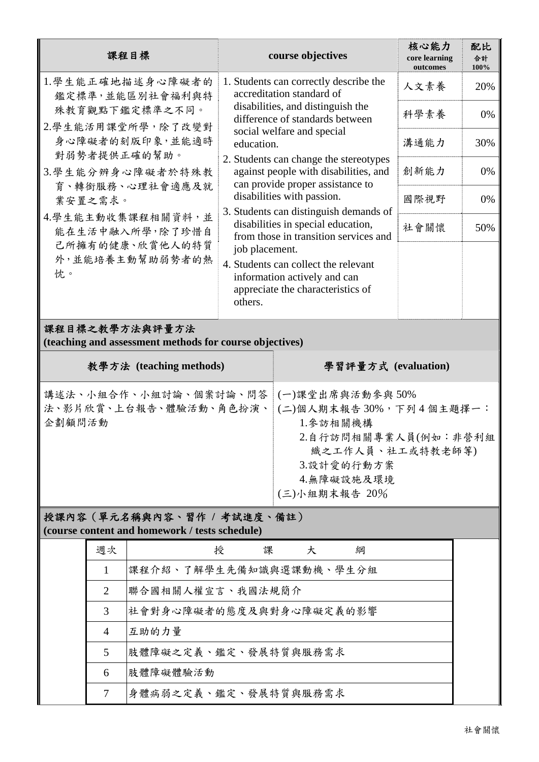| 課程目標 | course objectives | 核心能力 core learning outcomes | 配比 合計 100% |
|---|---|---|---|
| 1.學生能正確地描述身心障礙者的鑑定標準，並能區別社會福利與特殊教育觀點下鑑定標準之不同。<br>2.學生能活用課堂所學，除了改變對身心障礙者的刻版印象，並能適時對弱勢者提供正確的幫助。<br>3.學生能分辨身心障礙者於特殊教育、轉銜服務、心理社會適應及就業安置之需求。<br>4.學生能主動收集課程相關資料，並能在生活中融入所學，除了珍惜自己所擁有的健康、欣賞他人的特質外，並能培養主動幫助弱勢者的熱忱。 | 1. Students can correctly describe the accreditation standard of disabilities, and distinguish the difference of standards between social welfare and special education.<br>2. Students can change the stereotypes against people with disabilities, and can provide proper assistance to disabilities with passion.<br>3. Students can distinguish demands of disabilities in special education, from those in transition services and job placement.<br>4. Students can collect the relevant information actively and can appreciate the characteristics of others. | 人文素養 | 20% |
| | | 科學素養 | 0% |
| | | 溝通能力 | 30% |
| | | 創新能力 | 0% |
| | | 國際視野 | 0% |
| | | 社會關懷 | 50% |

## 課程目標之教學方法與評量方法
**(teaching and assessment methods for course objectives)**

| 教學方法 (teaching methods) | 學習評量方式 (evaluation) |
|---|---|
| 講述法、小組合作、小組討論、個案討論、問答法、影片欣賞、上台報告、體驗活動、角色扮演、企劃顧問活動 | (一)課堂出席與活動參與 50%<br>(二)個人期末報告 30%，下列 4 個主題擇一：<br>1.參訪相關機構<br>2.自行訪問相關專業人員(例如：非營利組織之工作人員、社工或特教老師等)<br>3.設計愛的行動方案<br>4.無障礙設施及環境<br>(三)小組期末報告 20％ |

## 授課內容（單元名稱與內容、習作 / 考試進度、備註）
**(course content and homework / tests schedule)**

| 週次 | 授課大綱 |
|---|---|
| 1 | 課程介紹、了解學生先備知識與選課動機、學生分組 |
| 2 | 聯合國相關人權宣言、我國法規簡介 |
| 3 | 社會對身心障礙者的態度及與對身心障礙定義的影響 |
| 4 | 互助的力量 |
| 5 | 肢體障礙之定義、鑑定、發展特質與服務需求 |
| 6 | 肢體障礙體驗活動 |
| 7 | 身體病弱之定義、鑑定、發展特質與服務需求 |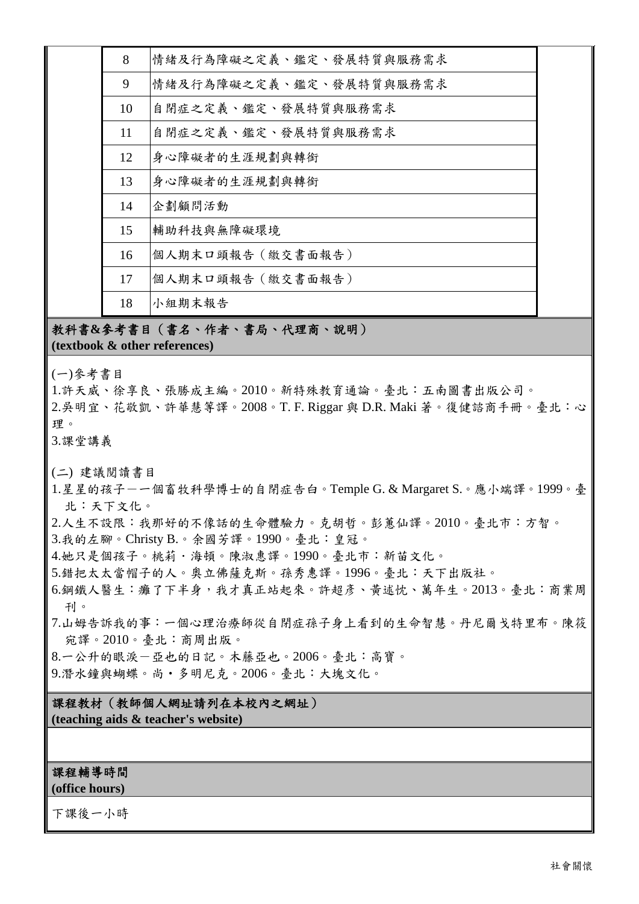| | |
|---|---|
| 8 | 情緒及行為障礙之定義、鑑定、發展特質與服務需求 |
| 9 | 情緒及行為障礙之定義、鑑定、發展特質與服務需求 |
| 10 | 自閉症之定義、鑑定、發展特質與服務需求 |
| 11 | 自閉症之定義、鑑定、發展特質與服務需求 |
| 12 | 身心障礙者的生涯規劃與轉銜 |
| 13 | 身心障礙者的生涯規劃與轉銜 |
| 14 | 企劃顧問活動 |
| 15 | 輔助科技與無障礙環境 |
| 16 | 個人期末口頭報告（繳交書面報告） |
| 17 | 個人期末口頭報告（繳交書面報告） |
| 18 | 小組期末報告 |

**教科書&參考書目（書名、作者、書局、代理商、說明）**
**(textbook & other references)**

(一)參考書目

1.許天威、徐享良、張勝成主編。2010。新特殊教育通論。臺北：五南圖書出版公司。

2.吳明宜、花敬凱、許華慧等譯。2008。T. F. Riggar 與 D.R. Maki 著。復健諮商手冊。臺北：心理。

3.課堂講義

(二) 建議閱讀書目

1.星星的孩子－一個畜牧科學博士的自閉症告白。Temple G. & Margaret S.。應小端譯。1999。臺北：天下文化。

2.人生不設限：我那好的不像話的生命體驗力。克胡哲。彭蕙仙譯。2010。臺北市：方智。

3.我的左腳。Christy B.。余國芳譯。1990。臺北：皇冠。

4.她只是個孩子。桃莉・海頓。陳淑惠譯。1990。臺北市：新苗文化。

5.錯把太太當帽子的人。奧立佛薩克斯。孫秀惠譯。1996。臺北：天下出版社。

6.鋼鐵人醫生：癱了下半身，我才真正站起來。許超彥、黃述忱、萬年生。2013。臺北：商業周刊。

7.山姆告訴我的事：一個心理治療師從自閉症孫子身上看到的生命智慧。丹尼爾戈特里布。陳筱宛譯。2010。臺北：商周出版。

8.一公升的眼淚－亞也的日記。木藤亞也。2006。臺北：高寶。

9.潛水鐘與蝴蝶。尚・多明尼克。2006。臺北：大塊文化。

**課程教材（教師個人網址請列在本校內之網址）**
**(teaching aids & teacher's website)**

**課程輔導時間**
**(office hours)**

下課後一小時